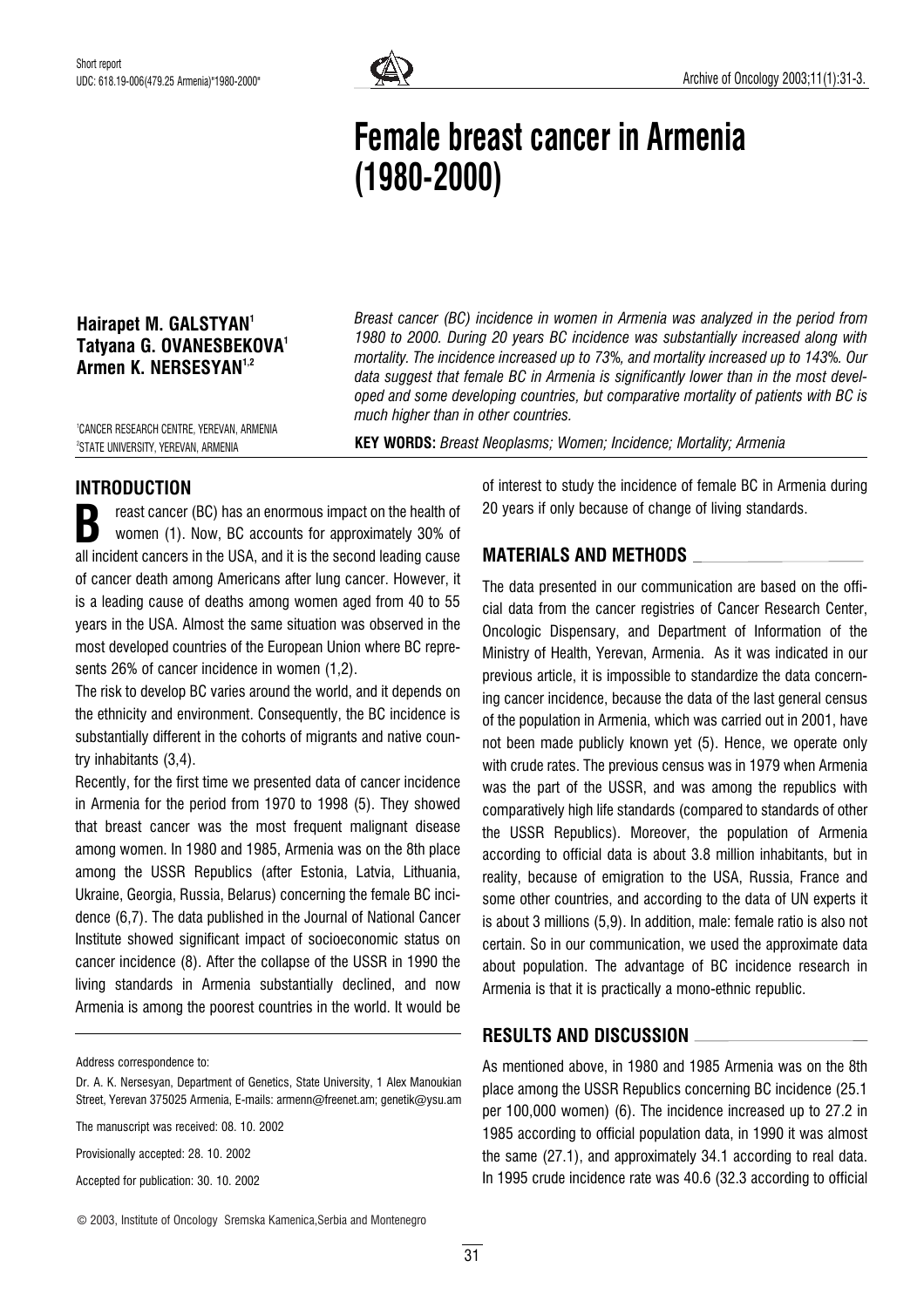Short report

UDC: 618.19-006(479.25 Armenia)"1980-2000"

# Female breast cancer in Armenia (1980-2000)

**Hairapet M. GALSTYAN**[1]
**Tatyana G. OVANESBEKOVA**[1]
**Armen K. NERSESYAN**[1,2]

[1]CANCER RESEARCH CENTRE, YEREVAN, ARMENIA
[2]STATE UNIVERSITY, YEREVAN, ARMENIA

*Breast cancer (BC) incidence in women in Armenia was analyzed in the period from 1980 to 2000. During 20 years BC incidence was substantially increased along with mortality. The incidence increased up to 73%, and mortality increased up to 143%. Our data suggest that female BC in Armenia is significantly lower than in the most developed and some developing countries, but comparative mortality of patients with BC is much higher than in other countries.*

**KEY WORDS:** *Breast Neoplasms; Women; Incidence; Mortality; Armenia*

## INTRODUCTION

Breast cancer (BC) has an enormous impact on the health of women (1). Now, BC accounts for approximately 30% of all incident cancers in the USA, and it is the second leading cause of cancer death among Americans after lung cancer. However, it is a leading cause of deaths among women aged from 40 to 55 years in the USA. Almost the same situation was observed in the most developed countries of the European Union where BC represents 26% of cancer incidence in women (1,2).

The risk to develop BC varies around the world, and it depends on the ethnicity and environment. Consequently, the BC incidence is substantially different in the cohorts of migrants and native country inhabitants (3,4).

Recently, for the first time we presented data of cancer incidence in Armenia for the period from 1970 to 1998 (5). They showed that breast cancer was the most frequent malignant disease among women. In 1980 and 1985, Armenia was on the 8th place among the USSR Republics (after Estonia, Latvia, Lithuania, Ukraine, Georgia, Russia, Belarus) concerning the female BC incidence (6,7). The data published in the Journal of National Cancer Institute showed significant impact of socioeconomic status on cancer incidence (8). After the collapse of the USSR in 1990 the living standards in Armenia substantially declined, and now Armenia is among the poorest countries in the world. It would be of interest to study the incidence of female BC in Armenia during 20 years if only because of change of living standards.

Address correspondence to:

Dr. A. K. Nersesyan, Department of Genetics, State University, 1 Alex Manoukian Street, Yerevan 375025 Armenia, E-mails: armenn@freenet.am; genetik@ysu.am

The manuscript was received: 08. 10. 2002

Provisionally accepted: 28. 10. 2002

Accepted for publication: 30. 10. 2002

© 2003, Institute of Oncology Sremska Kamenica,Serbia and Montenegro

## MATERIALS AND METHODS

The data presented in our communication are based on the official data from the cancer registries of Cancer Research Center, Oncologic Dispensary, and Department of Information of the Ministry of Health, Yerevan, Armenia. As it was indicated in our previous article, it is impossible to standardize the data concerning cancer incidence, because the data of the last general census of the population in Armenia, which was carried out in 2001, have not been made publicly known yet (5). Hence, we operate only with crude rates. The previous census was in 1979 when Armenia was the part of the USSR, and was among the republics with comparatively high life standards (compared to standards of other the USSR Republics). Moreover, the population of Armenia according to official data is about 3.8 million inhabitants, but in reality, because of emigration to the USA, Russia, France and some other countries, and according to the data of UN experts it is about 3 millions (5,9). In addition, male: female ratio is also not certain. So in our communication, we used the approximate data about population. The advantage of BC incidence research in Armenia is that it is practically a mono-ethnic republic.

## RESULTS AND DISCUSSION

As mentioned above, in 1980 and 1985 Armenia was on the 8th place among the USSR Republics concerning BC incidence (25.1 per 100,000 women) (6). The incidence increased up to 27.2 in 1985 according to official population data, in 1990 it was almost the same (27.1), and approximately 34.1 according to real data. In 1995 crude incidence rate was 40.6 (32.3 according to official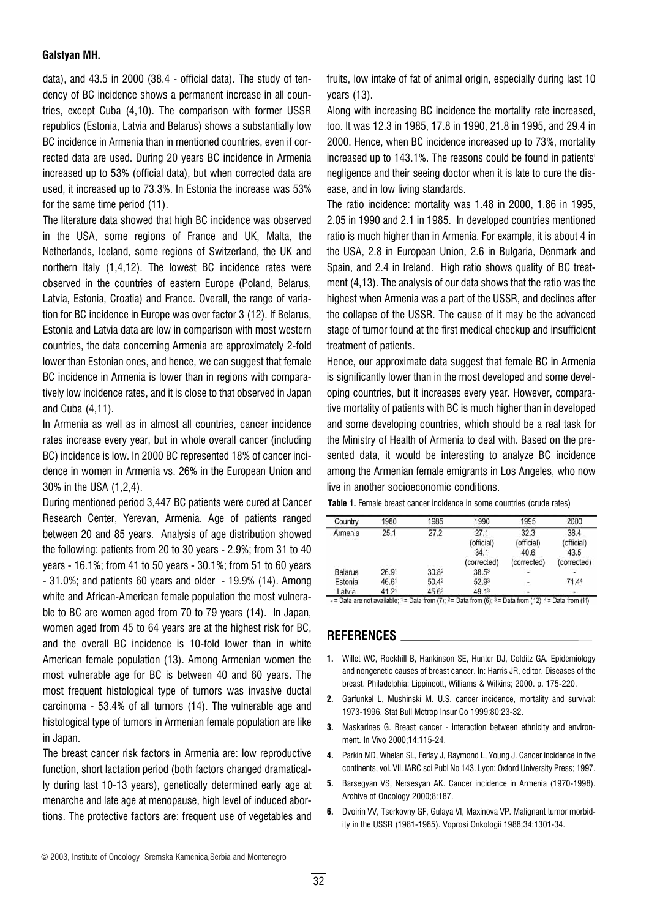data), and 43.5 in 2000 (38.4 - official data). The study of tendency of BC incidence shows a permanent increase in all countries, except Cuba (4,10). The comparison with former USSR republics (Estonia, Latvia and Belarus) shows a substantially low BC incidence in Armenia than in mentioned countries, even if corrected data are used. During 20 years BC incidence in Armenia increased up to 53% (official data), but when corrected data are used, it increased up to 73.3%. In Estonia the increase was 53% for the same time period (11).

The literature data showed that high BC incidence was observed in the USA, some regions of France and UK, Malta, the Netherlands, Iceland, some regions of Switzerland, the UK and northern Italy (1,4,12). The lowest BC incidence rates were observed in the countries of eastern Europe (Poland, Belarus, Latvia, Estonia, Croatia) and France. Overall, the range of variation for BC incidence in Europe was over factor 3 (12). If Belarus, Estonia and Latvia data are low in comparison with most western countries, the data concerning Armenia are approximately 2-fold lower than Estonian ones, and hence, we can suggest that female BC incidence in Armenia is lower than in regions with comparatively low incidence rates, and it is close to that observed in Japan and Cuba (4,11).

In Armenia as well as in almost all countries, cancer incidence rates increase every year, but in whole overall cancer (including BC) incidence is low. In 2000 BC represented 18% of cancer incidence in women in Armenia vs. 26% in the European Union and 30% in the USA (1,2,4).

During mentioned period 3,447 BC patients were cured at Cancer Research Center, Yerevan, Armenia. Age of patients ranged between 20 and 85 years. Analysis of age distribution showed the following: patients from 20 to 30 years - 2.9%; from 31 to 40 years - 16.1%; from 41 to 50 years - 30.1%; from 51 to 60 years - 31.0%; and patients 60 years and older - 19.9% (14). Among white and African-American female population the most vulnerable to BC are women aged from 70 to 79 years (14). In Japan, women aged from 45 to 64 years are at the highest risk for BC, and the overall BC incidence is 10-fold lower than in white American female population (13). Among Armenian women the most vulnerable age for BC is between 40 and 60 years. The most frequent histological type of tumors was invasive ductal carcinoma - 53.4% of all tumors (14). The vulnerable age and histological type of tumors in Armenian female population are like in Japan.

The breast cancer risk factors in Armenia are: low reproductive function, short lactation period (both factors changed dramatically during last 10-13 years), genetically determined early age at menarche and late age at menopause, high level of induced abortions. The protective factors are: frequent use of vegetables and fruits, low intake of fat of animal origin, especially during last 10 years (13).

Along with increasing BC incidence the mortality rate increased, too. It was 12.3 in 1985, 17.8 in 1990, 21.8 in 1995, and 29.4 in 2000. Hence, when BC incidence increased up to 73%, mortality increased up to 143.1%. The reasons could be found in patients' negligence and their seeing doctor when it is late to cure the disease, and in low living standards.

The ratio incidence: mortality was 1.48 in 2000, 1.86 in 1995, 2.05 in 1990 and 2.1 in 1985. In developed countries mentioned ratio is much higher than in Armenia. For example, it is about 4 in the USA, 2.8 in European Union, 2.6 in Bulgaria, Denmark and Spain, and 2.4 in Ireland. High ratio shows quality of BC treatment (4,13). The analysis of our data shows that the ratio was the highest when Armenia was a part of the USSR, and declines after the collapse of the USSR. The cause of it may be the advanced stage of tumor found at the first medical checkup and insufficient treatment of patients.

Hence, our approximate data suggest that female BC in Armenia is significantly lower than in the most developed and some developing countries, but it increases every year. However, comparative mortality of patients with BC is much higher than in developed and some developing countries, which should be a real task for the Ministry of Health of Armenia to deal with. Based on the presented data, it would be interesting to analyze BC incidence among the Armenian female emigrants in Los Angeles, who now live in another socioeconomic conditions.

**Table 1.** Female breast cancer incidence in some countries (crude rates)

| Country | 1980 | 1985 | 1990 | 1995 | 2000 |
|---|---|---|---|---|---|
| Armenia | 25.1 | 27.2 | 27.1 (official) 34.1 (corrected) | 32.3 (official) 40.6 (corrected) | 38.4 (official) 43.5 (corrected) |
| Belarus | 26.9[1] | 30.8[2] | 38.5[3] | - | - |
| Estonia | 46.6[1] | 50.4[2] | 52.9[3] | - | 71.4[4] |
| Latvia | 41.2[1] | 45.6[2] | 49.1[3] | - | - |

- = Data are not available; 1 = Data from (7); 2 = Data from (6); 3 = Data from (12); 4 = Data from (11)

## REFERENCES

1. Willet WC, Rockhill B, Hankinson SE, Hunter DJ, Colditz GA. Epidemiology and nongenetic causes of breast cancer. In: Harris JR, editor. Diseases of the breast. Philadelphia: Lippincott, Williams & Wilkins; 2000. p. 175-220.
2. Garfunkel L, Mushinski M. U.S. cancer incidence, mortality and survival: 1973-1996. Stat Bull Metrop Insur Co 1999;80:23-32.
3. Maskarines G. Breast cancer - interaction between ethnicity and environment. In Vivo 2000;14:115-24.
4. Parkin MD, Whelan SL, Ferlay J, Raymond L, Young J. Cancer incidence in five continents, vol. VII. IARC sci Publ No 143. Lyon: Oxford University Press; 1997.
5. Barsegyan VS, Nersesyan AK. Cancer incidence in Armenia (1970-1998). Archive of Oncology 2000;8:187.
6. Dvoirin VV, Tserkovny GF, Gulaya VI, Maxinova VP. Malignant tumor morbidity in the USSR (1981-1985). Voprosi Onkologii 1988;34:1301-34.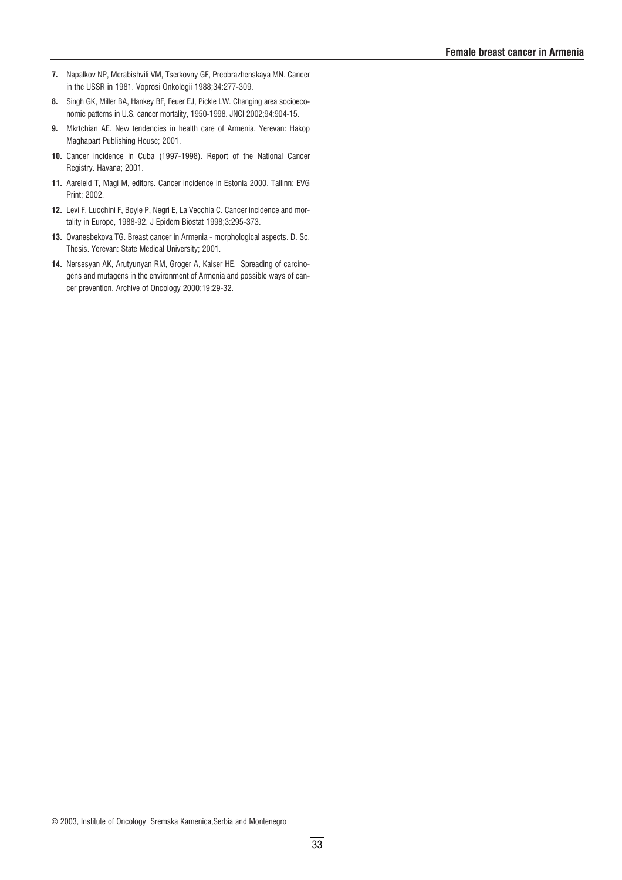7. Napalkov NP, Merabishvili VM, Tserkovny GF, Preobrazhenskaya MN. Cancer in the USSR in 1981. Voprosi Onkologii 1988;34:277-309.
8. Singh GK, Miller BA, Hankey BF, Feuer EJ, Pickle LW. Changing area socioeconomic patterns in U.S. cancer mortality, 1950-1998. JNCI 2002;94:904-15.
9. Mkrtchian AE. New tendencies in health care of Armenia. Yerevan: Hakop Maghapart Publishing House; 2001.
10. Cancer incidence in Cuba (1997-1998). Report of the National Cancer Registry. Havana; 2001.
11. Aareleid T, Magi M, editors. Cancer incidence in Estonia 2000. Tallinn: EVG Print; 2002.
12. Levi F, Lucchini F, Boyle P, Negri E, La Vecchia C. Cancer incidence and mortality in Europe, 1988-92. J Epidem Biostat 1998;3:295-373.
13. Ovanesbekova TG. Breast cancer in Armenia - morphological aspects. D. Sc. Thesis. Yerevan: State Medical University; 2001.
14. Nersesyan AK, Arutyunyan RM, Groger A, Kaiser HE. Spreading of carcinogens and mutagens in the environment of Armenia and possible ways of cancer prevention. Archive of Oncology 2000;19:29-32.

© 2003, Institute of Oncology Sremska Kamenica,Serbia and Montenegro